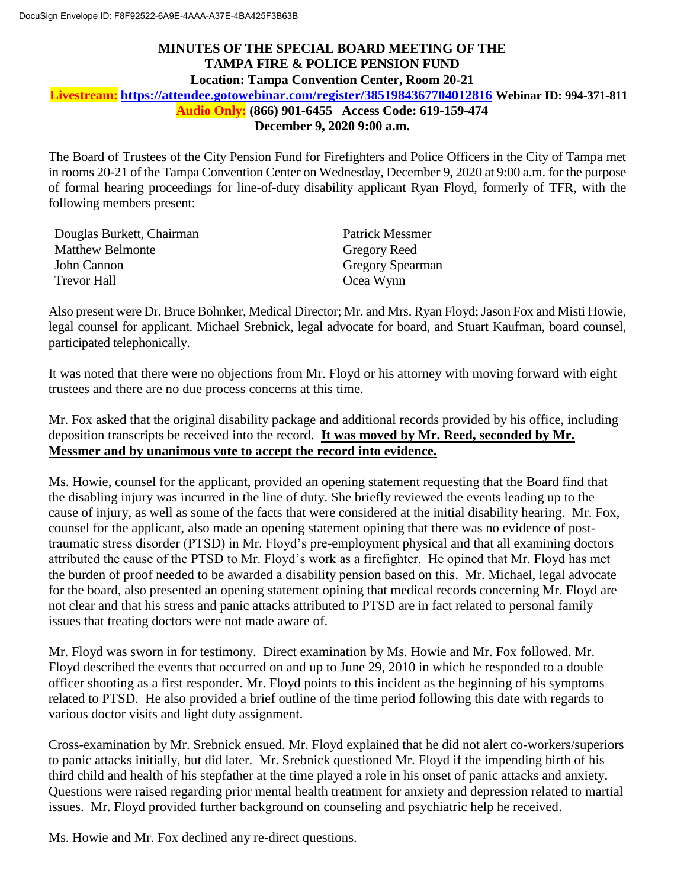DocuSign Envelope ID: F8F92522-6A9E-4AAA-A37E-4BA425F3B63B

# MINUTES OF THE SPECIAL BOARD MEETING OF THE TAMPA FIRE & POLICE PENSION FUND

**Location: Tampa Convention Center, Room 20-21**

**Livestream: https://attendee.gotowebinar.com/register/3851984367704012816 Webinar ID: 994-371-811**

**Audio Only: (866) 901-6455 Access Code: 619-159-474**

**December 9, 2020 9:00 a.m.**

The Board of Trustees of the City Pension Fund for Firefighters and Police Officers in the City of Tampa met in rooms 20-21 of the Tampa Convention Center on Wednesday, December 9, 2020 at 9:00 a.m. for the purpose of formal hearing proceedings for line-of-duty disability applicant Ryan Floyd, formerly of TFR, with the following members present:

| | |
|---|---|
| Douglas Burkett, Chairman | Patrick Messmer |
| Matthew Belmonte | Gregory Reed |
| John Cannon | Gregory Spearman |
| Trevor Hall | Ocea Wynn |

Also present were Dr. Bruce Bohnker, Medical Director; Mr. and Mrs. Ryan Floyd; Jason Fox and Misti Howie, legal counsel for applicant. Michael Srebnick, legal advocate for board, and Stuart Kaufman, board counsel, participated telephonically.

It was noted that there were no objections from Mr. Floyd or his attorney with moving forward with eight trustees and there are no due process concerns at this time.

Mr. Fox asked that the original disability package and additional records provided by his office, including deposition transcripts be received into the record. **It was moved by Mr. Reed, seconded by Mr. Messmer and by unanimous vote to accept the record into evidence.**

Ms. Howie, counsel for the applicant, provided an opening statement requesting that the Board find that the disabling injury was incurred in the line of duty. She briefly reviewed the events leading up to the cause of injury, as well as some of the facts that were considered at the initial disability hearing. Mr. Fox, counsel for the applicant, also made an opening statement opining that there was no evidence of post-traumatic stress disorder (PTSD) in Mr. Floyd's pre-employment physical and that all examining doctors attributed the cause of the PTSD to Mr. Floyd's work as a firefighter. He opined that Mr. Floyd has met the burden of proof needed to be awarded a disability pension based on this. Mr. Michael, legal advocate for the board, also presented an opening statement opining that medical records concerning Mr. Floyd are not clear and that his stress and panic attacks attributed to PTSD are in fact related to personal family issues that treating doctors were not made aware of.

Mr. Floyd was sworn in for testimony. Direct examination by Ms. Howie and Mr. Fox followed. Mr. Floyd described the events that occurred on and up to June 29, 2010 in which he responded to a double officer shooting as a first responder. Mr. Floyd points to this incident as the beginning of his symptoms related to PTSD. He also provided a brief outline of the time period following this date with regards to various doctor visits and light duty assignment.

Cross-examination by Mr. Srebnick ensued. Mr. Floyd explained that he did not alert co-workers/superiors to panic attacks initially, but did later. Mr. Srebnick questioned Mr. Floyd if the impending birth of his third child and health of his stepfather at the time played a role in his onset of panic attacks and anxiety. Questions were raised regarding prior mental health treatment for anxiety and depression related to martial issues. Mr. Floyd provided further background on counseling and psychiatric help he received.

Ms. Howie and Mr. Fox declined any re-direct questions.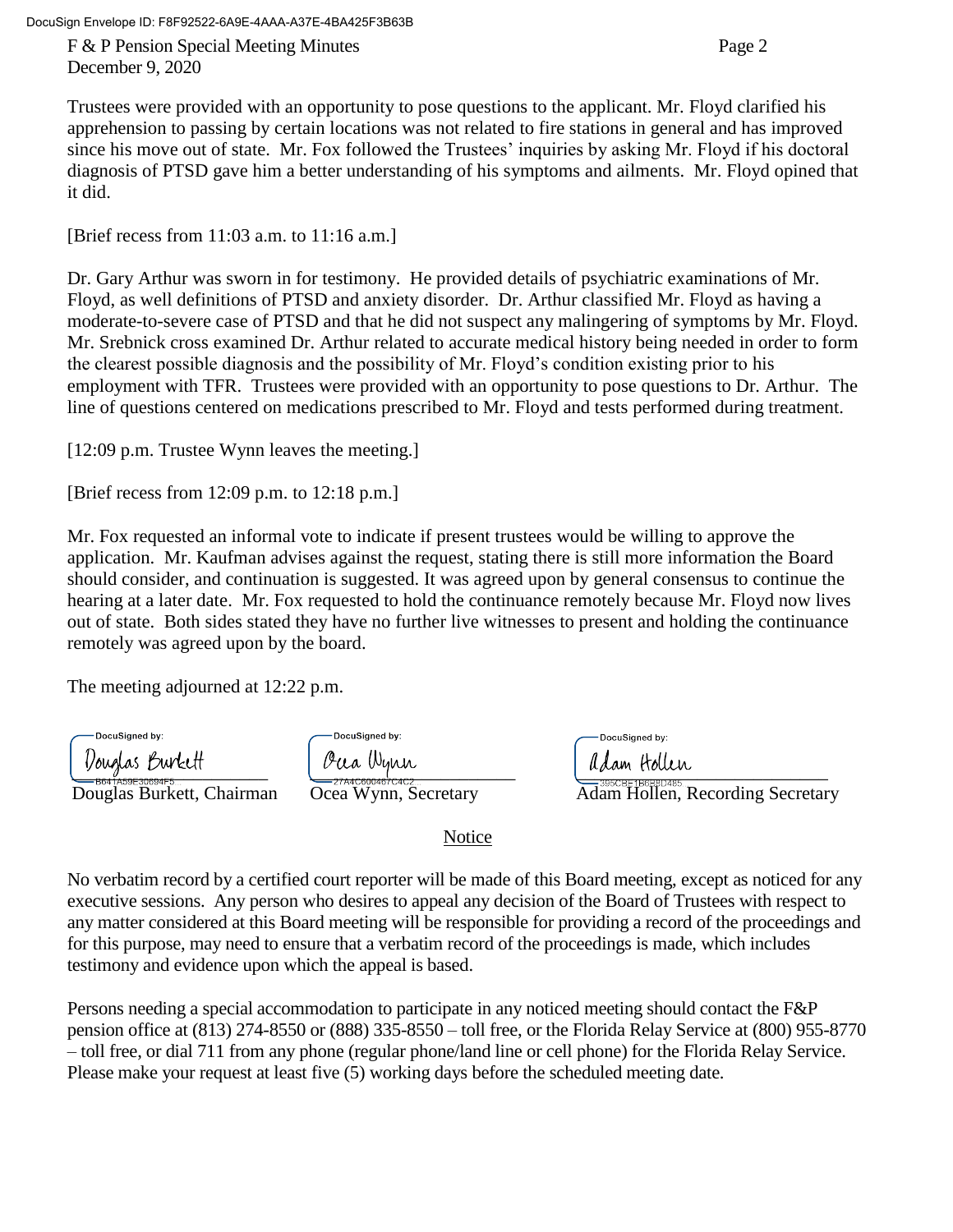Trustees were provided with an opportunity to pose questions to the applicant. Mr. Floyd clarified his apprehension to passing by certain locations was not related to fire stations in general and has improved since his move out of state. Mr. Fox followed the Trustees' inquiries by asking Mr. Floyd if his doctoral diagnosis of PTSD gave him a better understanding of his symptoms and ailments. Mr. Floyd opined that it did.

[Brief recess from 11:03 a.m. to 11:16 a.m.]

Dr. Gary Arthur was sworn in for testimony. He provided details of psychiatric examinations of Mr. Floyd, as well definitions of PTSD and anxiety disorder. Dr. Arthur classified Mr. Floyd as having a moderate-to-severe case of PTSD and that he did not suspect any malingering of symptoms by Mr. Floyd. Mr. Srebnick cross examined Dr. Arthur related to accurate medical history being needed in order to form the clearest possible diagnosis and the possibility of Mr. Floyd's condition existing prior to his employment with TFR. Trustees were provided with an opportunity to pose questions to Dr. Arthur. The line of questions centered on medications prescribed to Mr. Floyd and tests performed during treatment.

[12:09 p.m. Trustee Wynn leaves the meeting.]

[Brief recess from 12:09 p.m. to 12:18 p.m.]

Mr. Fox requested an informal vote to indicate if present trustees would be willing to approve the application. Mr. Kaufman advises against the request, stating there is still more information the Board should consider, and continuation is suggested. It was agreed upon by general consensus to continue the hearing at a later date. Mr. Fox requested to hold the continuance remotely because Mr. Floyd now lives out of state. Both sides stated they have no further live witnesses to present and holding the continuance remotely was agreed upon by the board.

The meeting adjourned at 12:22 p.m.

DocuSigned by: Douglas Burkett
B641A59E30694F5
Douglas Burkett, Chairman

DocuSigned by: Ocea Wynn
27A4C600467C4C2
Ocea Wynn, Secretary

DocuSigned by: Adam Hollen
395CBE1B6B8D485
Adam Hollen, Recording Secretary

Notice

No verbatim record by a certified court reporter will be made of this Board meeting, except as noticed for any executive sessions. Any person who desires to appeal any decision of the Board of Trustees with respect to any matter considered at this Board meeting will be responsible for providing a record of the proceedings and for this purpose, may need to ensure that a verbatim record of the proceedings is made, which includes testimony and evidence upon which the appeal is based.

Persons needing a special accommodation to participate in any noticed meeting should contact the F&P pension office at (813) 274-8550 or (888) 335-8550 – toll free, or the Florida Relay Service at (800) 955-8770 – toll free, or dial 711 from any phone (regular phone/land line or cell phone) for the Florida Relay Service. Please make your request at least five (5) working days before the scheduled meeting date.